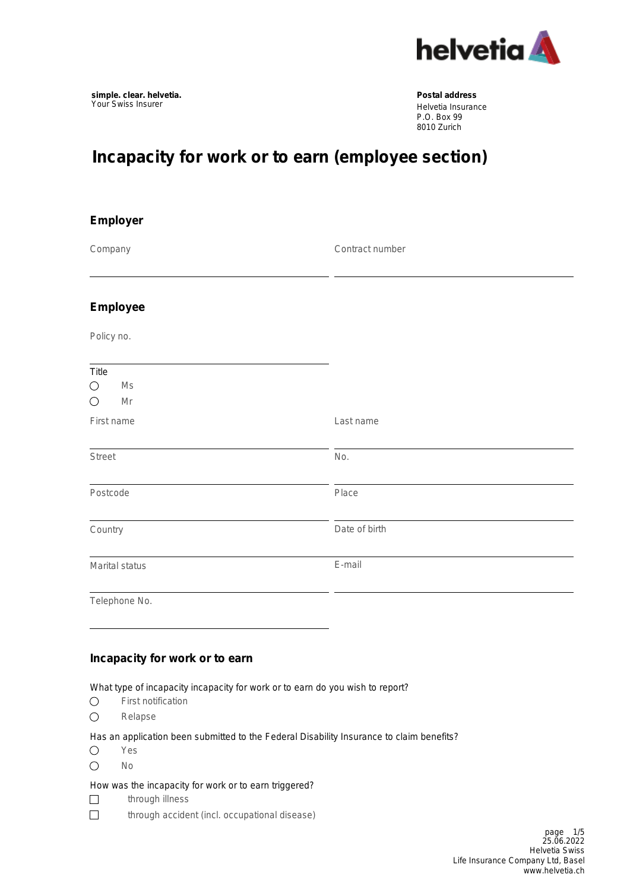**simple. clear. helvetia.**
Your Swiss Insurer

**Postal address**
Helvetia Insurance
P.O. Box 99
8010 Zurich

# Incapacity for work or to earn (employee section)

## Employer

Company

Contract number

## Employee

Policy no.

Title

- ○ Ms
- ○ Mr

First name

Last name

Street

No.

Postcode

Place

Country

Date of birth

Marital status

E-mail

Telephone No.

## Incapacity for work or to earn

What type of incapacity incapacity for work or to earn do you wish to report?

- ○ First notification
- ○ Relapse

Has an application been submitted to the Federal Disability Insurance to claim benefits?

- ○ Yes
- ○ No

How was the incapacity for work or to earn triggered?

- ☐ through illness
- ☐ through accident (incl. occupational disease)

25.06.2022
Helvetia Swiss
Life Insurance Company Ltd, Basel
www.helvetia.ch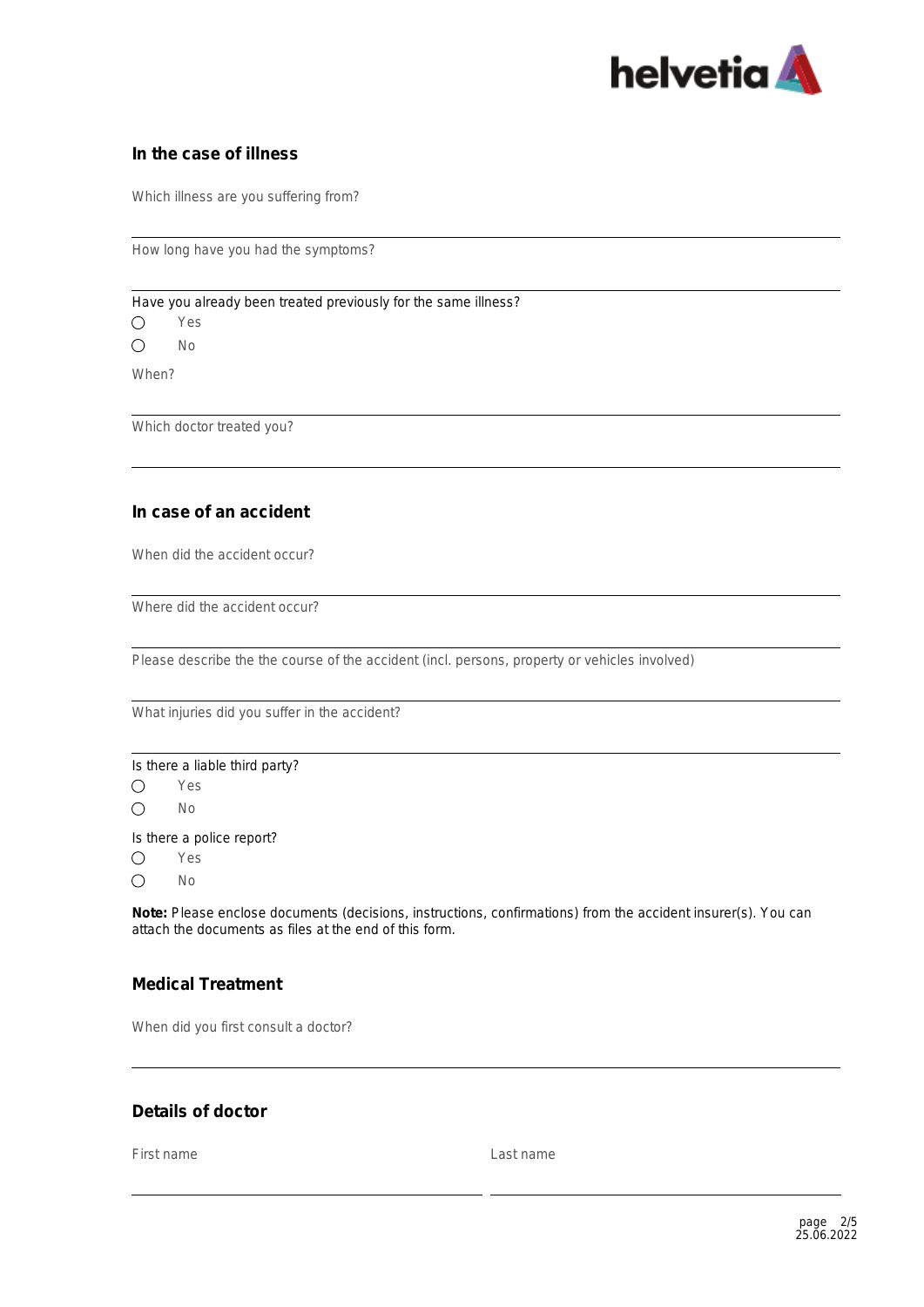## In the case of illness

Which illness are you suffering from?

How long have you had the symptoms?

Have you already been treated previously for the same illness?

- ◯ Yes
- ◯ No

When?

Which doctor treated you?

## In case of an accident

When did the accident occur?

Where did the accident occur?

Please describe the the course of the accident (incl. persons, property or vehicles involved)

What injuries did you suffer in the accident?

Is there a liable third party?

- ◯ Yes
- ◯ No

Is there a police report?

- ◯ Yes
- ◯ No

**Note:** Please enclose documents (decisions, instructions, confirmations) from the accident insurer(s). You can attach the documents as files at the end of this form.

## Medical Treatment

When did you first consult a doctor?

## Details of doctor

First name

Last name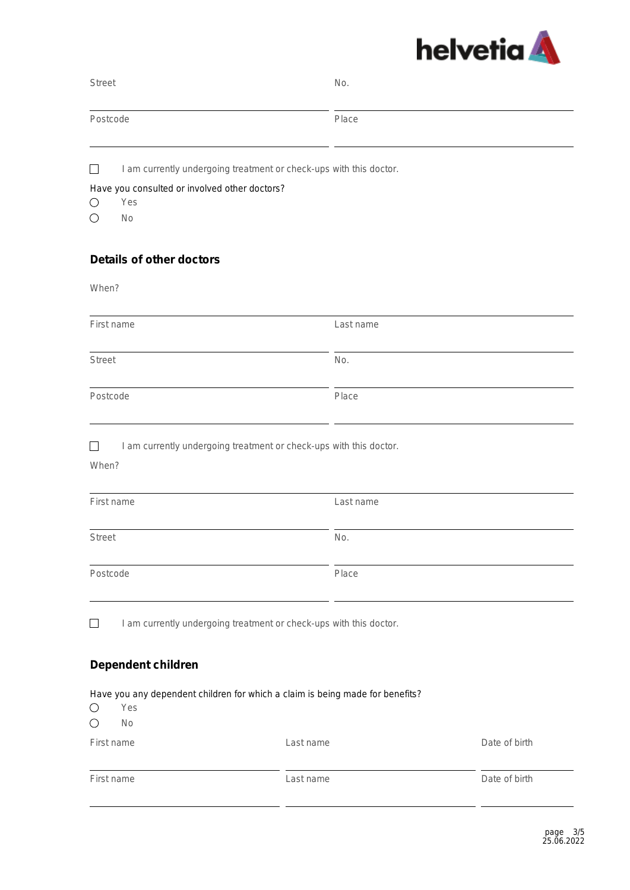| Street | No. |
|---|---|
| | |

| Postcode | Place |
|---|---|
| | |

☐ I am currently undergoing treatment or check-ups with this doctor.

Have you consulted or involved other doctors?

○ Yes

○ No

## Details of other doctors

When?

| First name | Last name |
|---|---|
| | |

| Street | No. |
|---|---|
| | |

| Postcode | Place |
|---|---|
| | |

☐ I am currently undergoing treatment or check-ups with this doctor.

When?

| First name | Last name |
|---|---|
| | |

| Street | No. |
|---|---|
| | |

| Postcode | Place |
|---|---|
| | |

☐ I am currently undergoing treatment or check-ups with this doctor.

## Dependent children

Have you any dependent children for which a claim is being made for benefits?

○ Yes

○ No

| First name | Last name | Date of birth |
|---|---|---|
| | | |

| First name | Last name | Date of birth |
|---|---|---|
| | | |

25.06.2022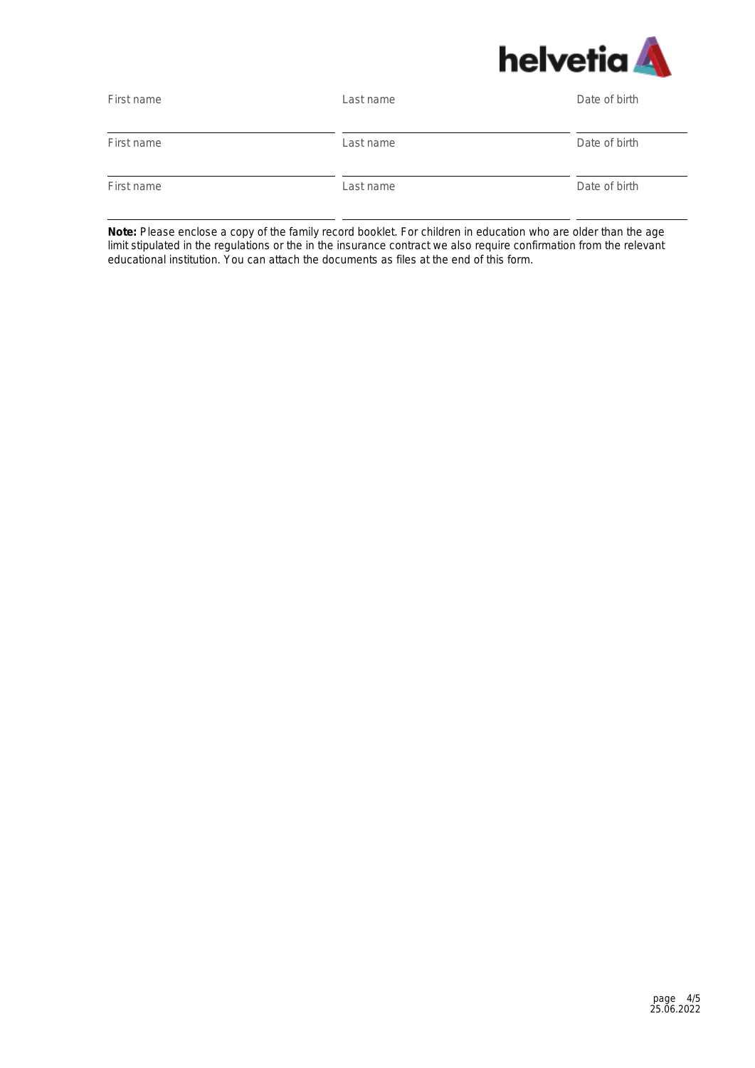| First name | Last name | Date of birth |
|---|---|---|
| | | |
| First name | Last name | Date of birth |
| | | |
| First name | Last name | Date of birth |
| | | |

**Note:** Please enclose a copy of the family record booklet. For children in education who are older than the age limit stipulated in the regulations or the in the insurance contract we also require confirmation from the relevant educational institution. You can attach the documents as files at the end of this form.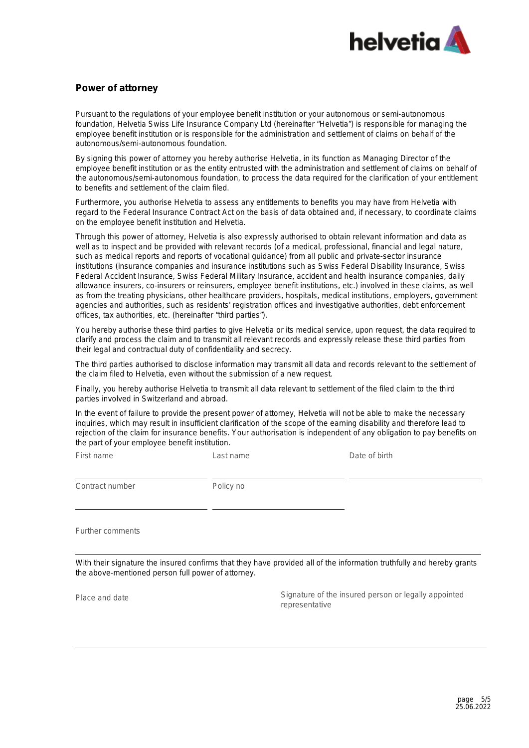## Power of attorney

Pursuant to the regulations of your employee benefit institution or your autonomous or semi-autonomous foundation, Helvetia Swiss Life Insurance Company Ltd (hereinafter "Helvetia") is responsible for managing the employee benefit institution or is responsible for the administration and settlement of claims on behalf of the autonomous/semi-autonomous foundation.

By signing this power of attorney you hereby authorise Helvetia, in its function as Managing Director of the employee benefit institution or as the entity entrusted with the administration and settlement of claims on behalf of the autonomous/semi-autonomous foundation, to process the data required for the clarification of your entitlement to benefits and settlement of the claim filed.

Furthermore, you authorise Helvetia to assess any entitlements to benefits you may have from Helvetia with regard to the Federal Insurance Contract Act on the basis of data obtained and, if necessary, to coordinate claims on the employee benefit institution and Helvetia.

Through this power of attorney, Helvetia is also expressly authorised to obtain relevant information and data as well as to inspect and be provided with relevant records (of a medical, professional, financial and legal nature, such as medical reports and reports of vocational guidance) from all public and private-sector insurance institutions (insurance companies and insurance institutions such as Swiss Federal Disability Insurance, Swiss Federal Accident Insurance, Swiss Federal Military Insurance, accident and health insurance companies, daily allowance insurers, co-insurers or reinsurers, employee benefit institutions, etc.) involved in these claims, as well as from the treating physicians, other healthcare providers, hospitals, medical institutions, employers, government agencies and authorities, such as residents' registration offices and investigative authorities, debt enforcement offices, tax authorities, etc. (hereinafter "third parties").

You hereby authorise these third parties to give Helvetia or its medical service, upon request, the data required to clarify and process the claim and to transmit all relevant records and expressly release these third parties from their legal and contractual duty of confidentiality and secrecy.

The third parties authorised to disclose information may transmit all data and records relevant to the settlement of the claim filed to Helvetia, even without the submission of a new request.

Finally, you hereby authorise Helvetia to transmit all data relevant to settlement of the filed claim to the third parties involved in Switzerland and abroad.

In the event of failure to provide the present power of attorney, Helvetia will not be able to make the necessary inquiries, which may result in insufficient clarification of the scope of the earning disability and therefore lead to rejection of the claim for insurance benefits. Your authorisation is independent of any obligation to pay benefits on the part of your employee benefit institution.

First name ____________________ Last name ____________________ Date of birth ____________________

Contract number ____________________ Policy no ____________________

Further comments

____________________________________________________________

With their signature the insured confirms that they have provided all of the information truthfully and hereby grants the above-mentioned person full power of attorney.

Place and date

Signature of the insured person or legally appointed representative

____________________________________________________________